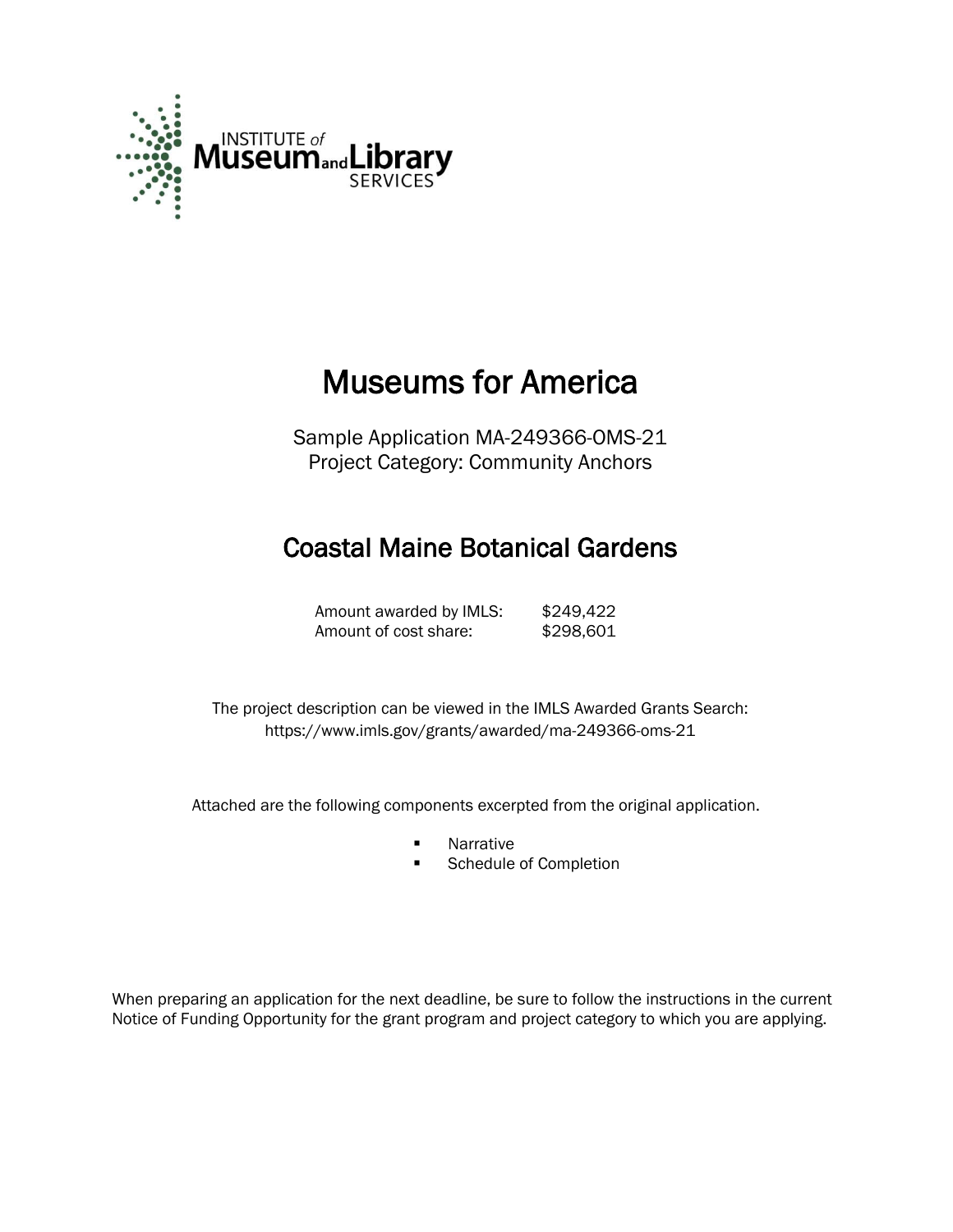INSTITUTE of Museum and Library SERVICES

# Museums for America

Sample Application MA-249366-OMS-21
Project Category: Community Anchors

## Coastal Maine Botanical Gardens

| | |
|---|---|
| Amount awarded by IMLS: | $249,422 |
| Amount of cost share: | $298,601 |

The project description can be viewed in the IMLS Awarded Grants Search:
https://www.imls.gov/grants/awarded/ma-249366-oms-21

Attached are the following components excerpted from the original application.

- Narrative
- Schedule of Completion

When preparing an application for the next deadline, be sure to follow the instructions in the current Notice of Funding Opportunity for the grant program and project category to which you are applying.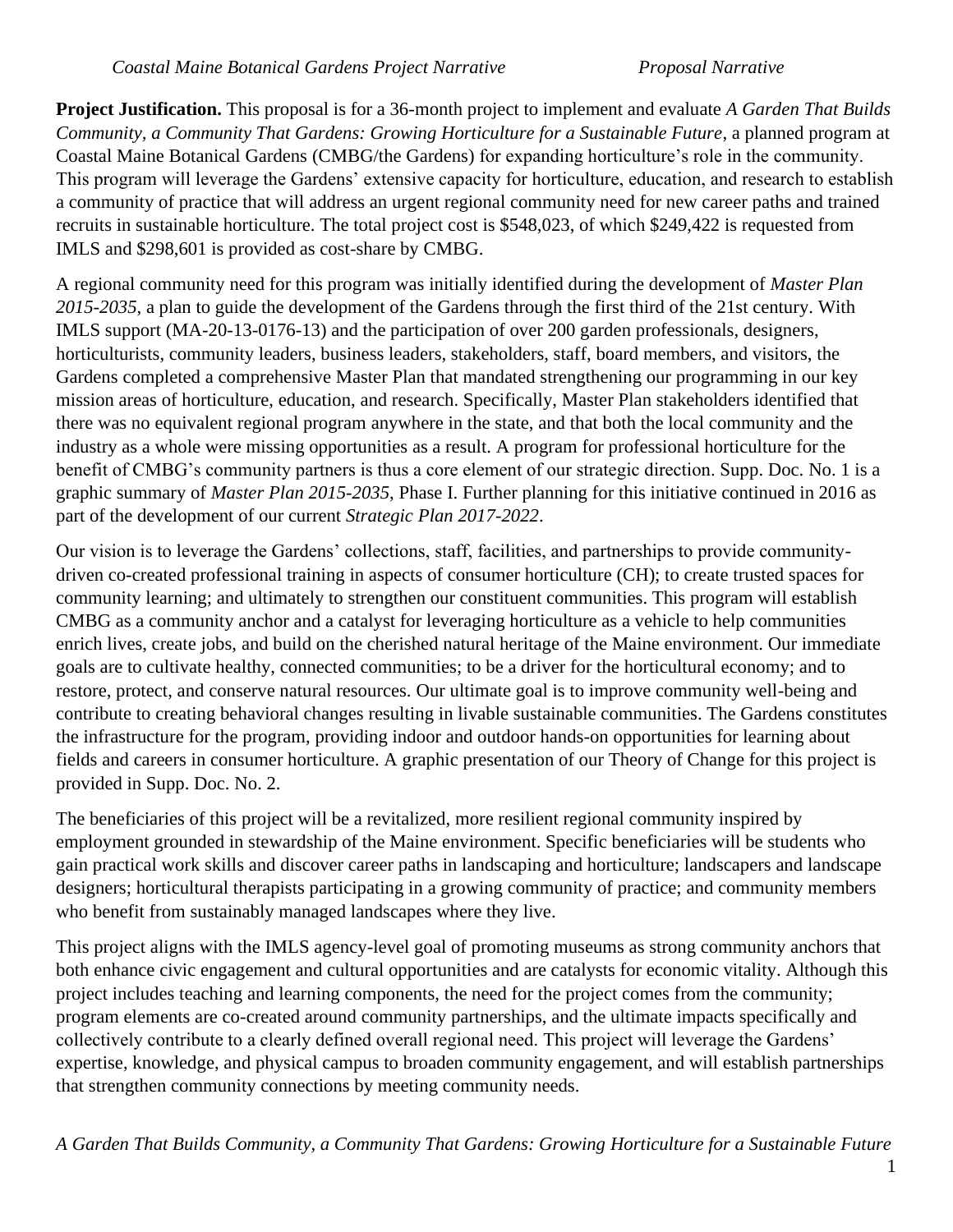**Project Justification.** This proposal is for a 36-month project to implement and evaluate *A Garden That Builds Community, a Community That Gardens: Growing Horticulture for a Sustainable Future*, a planned program at Coastal Maine Botanical Gardens (CMBG/the Gardens) for expanding horticulture's role in the community. This program will leverage the Gardens' extensive capacity for horticulture, education, and research to establish a community of practice that will address an urgent regional community need for new career paths and trained recruits in sustainable horticulture. The total project cost is $548,023, of which $249,422 is requested from IMLS and $298,601 is provided as cost-share by CMBG.

A regional community need for this program was initially identified during the development of *Master Plan 2015-2035*, a plan to guide the development of the Gardens through the first third of the 21st century. With IMLS support (MA-20-13-0176-13) and the participation of over 200 garden professionals, designers, horticulturists, community leaders, business leaders, stakeholders, staff, board members, and visitors, the Gardens completed a comprehensive Master Plan that mandated strengthening our programming in our key mission areas of horticulture, education, and research. Specifically, Master Plan stakeholders identified that there was no equivalent regional program anywhere in the state, and that both the local community and the industry as a whole were missing opportunities as a result. A program for professional horticulture for the benefit of CMBG's community partners is thus a core element of our strategic direction. Supp. Doc. No. 1 is a graphic summary of *Master Plan 2015-2035*, Phase I. Further planning for this initiative continued in 2016 as part of the development of our current *Strategic Plan 2017-2022*.

Our vision is to leverage the Gardens' collections, staff, facilities, and partnerships to provide community-driven co-created professional training in aspects of consumer horticulture (CH); to create trusted spaces for community learning; and ultimately to strengthen our constituent communities. This program will establish CMBG as a community anchor and a catalyst for leveraging horticulture as a vehicle to help communities enrich lives, create jobs, and build on the cherished natural heritage of the Maine environment. Our immediate goals are to cultivate healthy, connected communities; to be a driver for the horticultural economy; and to restore, protect, and conserve natural resources. Our ultimate goal is to improve community well-being and contribute to creating behavioral changes resulting in livable sustainable communities. The Gardens constitutes the infrastructure for the program, providing indoor and outdoor hands-on opportunities for learning about fields and careers in consumer horticulture. A graphic presentation of our Theory of Change for this project is provided in Supp. Doc. No. 2.

The beneficiaries of this project will be a revitalized, more resilient regional community inspired by employment grounded in stewardship of the Maine environment. Specific beneficiaries will be students who gain practical work skills and discover career paths in landscaping and horticulture; landscapers and landscape designers; horticultural therapists participating in a growing community of practice; and community members who benefit from sustainably managed landscapes where they live.

This project aligns with the IMLS agency-level goal of promoting museums as strong community anchors that both enhance civic engagement and cultural opportunities and are catalysts for economic vitality. Although this project includes teaching and learning components, the need for the project comes from the community; program elements are co-created around community partnerships, and the ultimate impacts specifically and collectively contribute to a clearly defined overall regional need. This project will leverage the Gardens' expertise, knowledge, and physical campus to broaden community engagement, and will establish partnerships that strengthen community connections by meeting community needs.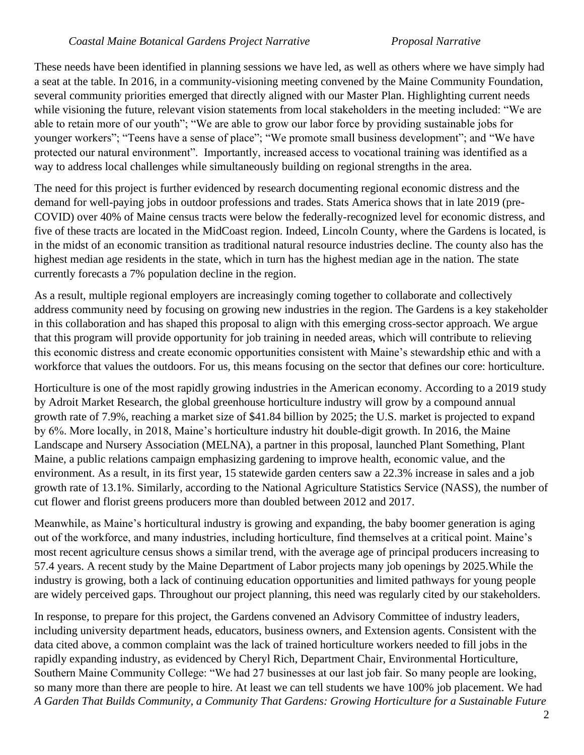These needs have been identified in planning sessions we have led, as well as others where we have simply had a seat at the table. In 2016, in a community-visioning meeting convened by the Maine Community Foundation, several community priorities emerged that directly aligned with our Master Plan. Highlighting current needs while visioning the future, relevant vision statements from local stakeholders in the meeting included: "We are able to retain more of our youth"; "We are able to grow our labor force by providing sustainable jobs for younger workers"; "Teens have a sense of place"; "We promote small business development"; and "We have protected our natural environment". Importantly, increased access to vocational training was identified as a way to address local challenges while simultaneously building on regional strengths in the area.

The need for this project is further evidenced by research documenting regional economic distress and the demand for well-paying jobs in outdoor professions and trades. Stats America shows that in late 2019 (pre-COVID) over 40% of Maine census tracts were below the federally-recognized level for economic distress, and five of these tracts are located in the MidCoast region. Indeed, Lincoln County, where the Gardens is located, is in the midst of an economic transition as traditional natural resource industries decline. The county also has the highest median age residents in the state, which in turn has the highest median age in the nation. The state currently forecasts a 7% population decline in the region.

As a result, multiple regional employers are increasingly coming together to collaborate and collectively address community need by focusing on growing new industries in the region. The Gardens is a key stakeholder in this collaboration and has shaped this proposal to align with this emerging cross-sector approach. We argue that this program will provide opportunity for job training in needed areas, which will contribute to relieving this economic distress and create economic opportunities consistent with Maine's stewardship ethic and with a workforce that values the outdoors. For us, this means focusing on the sector that defines our core: horticulture.

Horticulture is one of the most rapidly growing industries in the American economy. According to a 2019 study by Adroit Market Research, the global greenhouse horticulture industry will grow by a compound annual growth rate of 7.9%, reaching a market size of $41.84 billion by 2025; the U.S. market is projected to expand by 6%. More locally, in 2018, Maine's horticulture industry hit double-digit growth. In 2016, the Maine Landscape and Nursery Association (MELNA), a partner in this proposal, launched Plant Something, Plant Maine, a public relations campaign emphasizing gardening to improve health, economic value, and the environment. As a result, in its first year, 15 statewide garden centers saw a 22.3% increase in sales and a job growth rate of 13.1%. Similarly, according to the National Agriculture Statistics Service (NASS), the number of cut flower and florist greens producers more than doubled between 2012 and 2017.

Meanwhile, as Maine's horticultural industry is growing and expanding, the baby boomer generation is aging out of the workforce, and many industries, including horticulture, find themselves at a critical point. Maine's most recent agriculture census shows a similar trend, with the average age of principal producers increasing to 57.4 years. A recent study by the Maine Department of Labor projects many job openings by 2025.While the industry is growing, both a lack of continuing education opportunities and limited pathways for young people are widely perceived gaps. Throughout our project planning, this need was regularly cited by our stakeholders.

In response, to prepare for this project, the Gardens convened an Advisory Committee of industry leaders, including university department heads, educators, business owners, and Extension agents. Consistent with the data cited above, a common complaint was the lack of trained horticulture workers needed to fill jobs in the rapidly expanding industry, as evidenced by Cheryl Rich, Department Chair, Environmental Horticulture, Southern Maine Community College: "We had 27 businesses at our last job fair. So many people are looking, so many more than there are people to hire. At least we can tell students we have 100% job placement. We had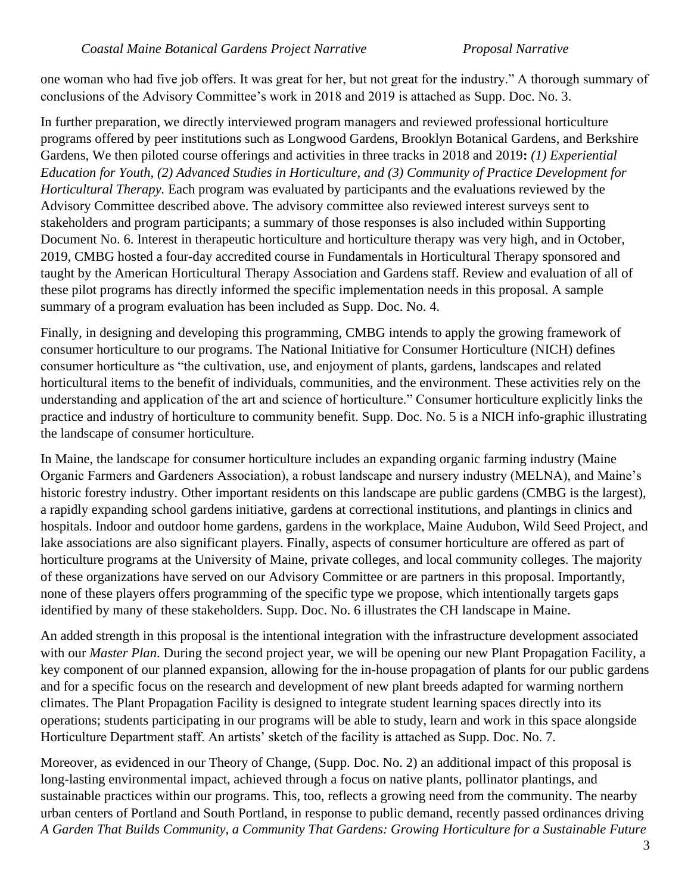one woman who had five job offers. It was great for her, but not great for the industry." A thorough summary of conclusions of the Advisory Committee's work in 2018 and 2019 is attached as Supp. Doc. No. 3.

In further preparation, we directly interviewed program managers and reviewed professional horticulture programs offered by peer institutions such as Longwood Gardens, Brooklyn Botanical Gardens, and Berkshire Gardens, We then piloted course offerings and activities in three tracks in 2018 and 2019**:** *(1) Experiential Education for Youth, (2) Advanced Studies in Horticulture, and (3) Community of Practice Development for Horticultural Therapy.* Each program was evaluated by participants and the evaluations reviewed by the Advisory Committee described above. The advisory committee also reviewed interest surveys sent to stakeholders and program participants; a summary of those responses is also included within Supporting Document No. 6. Interest in therapeutic horticulture and horticulture therapy was very high, and in October, 2019, CMBG hosted a four-day accredited course in Fundamentals in Horticultural Therapy sponsored and taught by the American Horticultural Therapy Association and Gardens staff. Review and evaluation of all of these pilot programs has directly informed the specific implementation needs in this proposal. A sample summary of a program evaluation has been included as Supp. Doc. No. 4.

Finally, in designing and developing this programming, CMBG intends to apply the growing framework of consumer horticulture to our programs. The National Initiative for Consumer Horticulture (NICH) defines consumer horticulture as "the cultivation, use, and enjoyment of plants, gardens, landscapes and related horticultural items to the benefit of individuals, communities, and the environment. These activities rely on the understanding and application of the art and science of horticulture." Consumer horticulture explicitly links the practice and industry of horticulture to community benefit. Supp. Doc. No. 5 is a NICH info-graphic illustrating the landscape of consumer horticulture.

In Maine, the landscape for consumer horticulture includes an expanding organic farming industry (Maine Organic Farmers and Gardeners Association), a robust landscape and nursery industry (MELNA), and Maine's historic forestry industry. Other important residents on this landscape are public gardens (CMBG is the largest), a rapidly expanding school gardens initiative, gardens at correctional institutions, and plantings in clinics and hospitals. Indoor and outdoor home gardens, gardens in the workplace, Maine Audubon, Wild Seed Project, and lake associations are also significant players. Finally, aspects of consumer horticulture are offered as part of horticulture programs at the University of Maine, private colleges, and local community colleges. The majority of these organizations have served on our Advisory Committee or are partners in this proposal. Importantly, none of these players offers programming of the specific type we propose, which intentionally targets gaps identified by many of these stakeholders. Supp. Doc. No. 6 illustrates the CH landscape in Maine.

An added strength in this proposal is the intentional integration with the infrastructure development associated with our *Master Plan*. During the second project year, we will be opening our new Plant Propagation Facility, a key component of our planned expansion, allowing for the in-house propagation of plants for our public gardens and for a specific focus on the research and development of new plant breeds adapted for warming northern climates. The Plant Propagation Facility is designed to integrate student learning spaces directly into its operations; students participating in our programs will be able to study, learn and work in this space alongside Horticulture Department staff. An artists' sketch of the facility is attached as Supp. Doc. No. 7.

Moreover, as evidenced in our Theory of Change, (Supp. Doc. No. 2) an additional impact of this proposal is long-lasting environmental impact, achieved through a focus on native plants, pollinator plantings, and sustainable practices within our programs. This, too, reflects a growing need from the community. The nearby urban centers of Portland and South Portland, in response to public demand, recently passed ordinances driving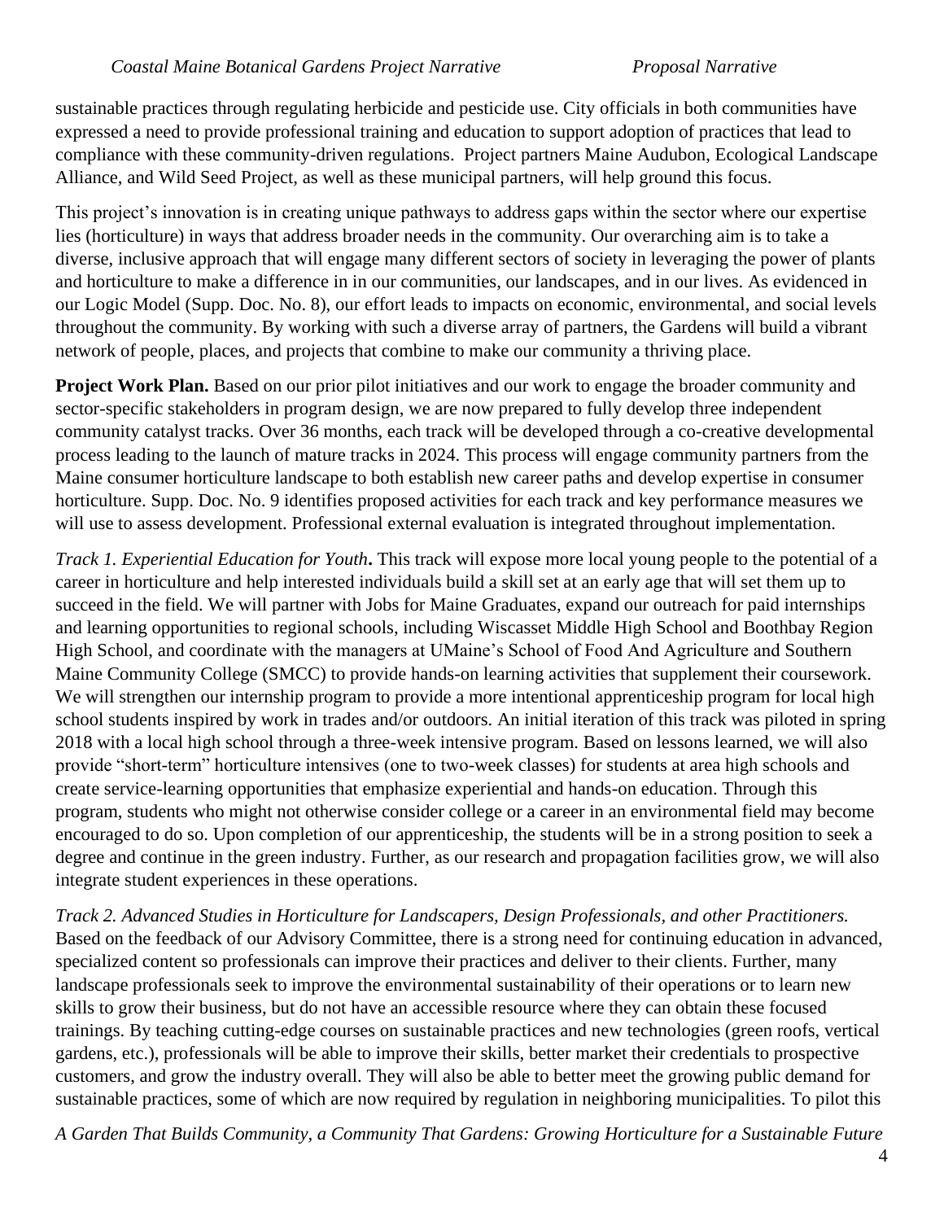sustainable practices through regulating herbicide and pesticide use. City officials in both communities have expressed a need to provide professional training and education to support adoption of practices that lead to compliance with these community-driven regulations. Project partners Maine Audubon, Ecological Landscape Alliance, and Wild Seed Project, as well as these municipal partners, will help ground this focus.

This project's innovation is in creating unique pathways to address gaps within the sector where our expertise lies (horticulture) in ways that address broader needs in the community. Our overarching aim is to take a diverse, inclusive approach that will engage many different sectors of society in leveraging the power of plants and horticulture to make a difference in in our communities, our landscapes, and in our lives. As evidenced in our Logic Model (Supp. Doc. No. 8), our effort leads to impacts on economic, environmental, and social levels throughout the community. By working with such a diverse array of partners, the Gardens will build a vibrant network of people, places, and projects that combine to make our community a thriving place.

**Project Work Plan.** Based on our prior pilot initiatives and our work to engage the broader community and sector-specific stakeholders in program design, we are now prepared to fully develop three independent community catalyst tracks. Over 36 months, each track will be developed through a co-creative developmental process leading to the launch of mature tracks in 2024. This process will engage community partners from the Maine consumer horticulture landscape to both establish new career paths and develop expertise in consumer horticulture. Supp. Doc. No. 9 identifies proposed activities for each track and key performance measures we will use to assess development. Professional external evaluation is integrated throughout implementation.

*Track 1. Experiential Education for Youth***.** This track will expose more local young people to the potential of a career in horticulture and help interested individuals build a skill set at an early age that will set them up to succeed in the field. We will partner with Jobs for Maine Graduates, expand our outreach for paid internships and learning opportunities to regional schools, including Wiscasset Middle High School and Boothbay Region High School, and coordinate with the managers at UMaine's School of Food And Agriculture and Southern Maine Community College (SMCC) to provide hands-on learning activities that supplement their coursework. We will strengthen our internship program to provide a more intentional apprenticeship program for local high school students inspired by work in trades and/or outdoors. An initial iteration of this track was piloted in spring 2018 with a local high school through a three-week intensive program. Based on lessons learned, we will also provide "short-term" horticulture intensives (one to two-week classes) for students at area high schools and create service-learning opportunities that emphasize experiential and hands-on education. Through this program, students who might not otherwise consider college or a career in an environmental field may become encouraged to do so. Upon completion of our apprenticeship, the students will be in a strong position to seek a degree and continue in the green industry. Further, as our research and propagation facilities grow, we will also integrate student experiences in these operations.

*Track 2. Advanced Studies in Horticulture for Landscapers, Design Professionals, and other Practitioners.* Based on the feedback of our Advisory Committee, there is a strong need for continuing education in advanced, specialized content so professionals can improve their practices and deliver to their clients. Further, many landscape professionals seek to improve the environmental sustainability of their operations or to learn new skills to grow their business, but do not have an accessible resource where they can obtain these focused trainings. By teaching cutting-edge courses on sustainable practices and new technologies (green roofs, vertical gardens, etc.), professionals will be able to improve their skills, better market their credentials to prospective customers, and grow the industry overall. They will also be able to better meet the growing public demand for sustainable practices, some of which are now required by regulation in neighboring municipalities. To pilot this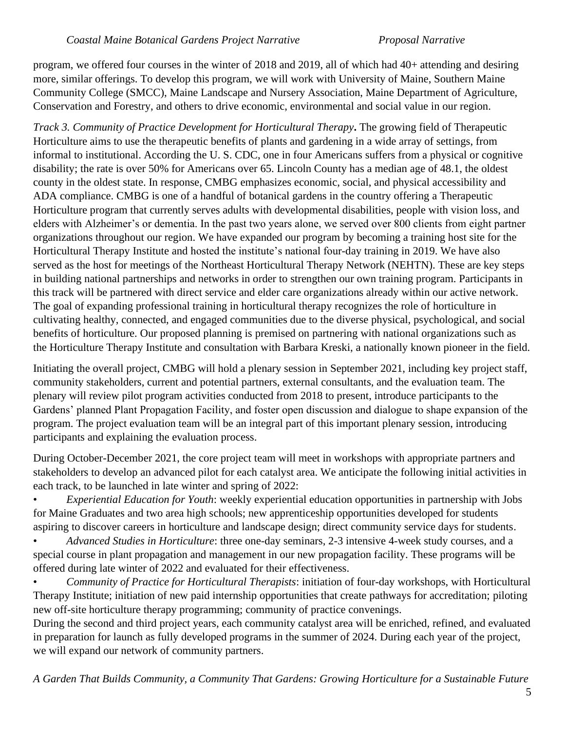program, we offered four courses in the winter of 2018 and 2019, all of which had 40+ attending and desiring more, similar offerings. To develop this program, we will work with University of Maine, Southern Maine Community College (SMCC), Maine Landscape and Nursery Association, Maine Department of Agriculture, Conservation and Forestry, and others to drive economic, environmental and social value in our region.

*Track 3. Community of Practice Development for Horticultural Therapy***.** The growing field of Therapeutic Horticulture aims to use the therapeutic benefits of plants and gardening in a wide array of settings, from informal to institutional. According the U. S. CDC, one in four Americans suffers from a physical or cognitive disability; the rate is over 50% for Americans over 65. Lincoln County has a median age of 48.1, the oldest county in the oldest state. In response, CMBG emphasizes economic, social, and physical accessibility and ADA compliance. CMBG is one of a handful of botanical gardens in the country offering a Therapeutic Horticulture program that currently serves adults with developmental disabilities, people with vision loss, and elders with Alzheimer's or dementia. In the past two years alone, we served over 800 clients from eight partner organizations throughout our region. We have expanded our program by becoming a training host site for the Horticultural Therapy Institute and hosted the institute's national four-day training in 2019. We have also served as the host for meetings of the Northeast Horticultural Therapy Network (NEHTN). These are key steps in building national partnerships and networks in order to strengthen our own training program. Participants in this track will be partnered with direct service and elder care organizations already within our active network. The goal of expanding professional training in horticultural therapy recognizes the role of horticulture in cultivating healthy, connected, and engaged communities due to the diverse physical, psychological, and social benefits of horticulture. Our proposed planning is premised on partnering with national organizations such as the Horticulture Therapy Institute and consultation with Barbara Kreski, a nationally known pioneer in the field.

Initiating the overall project, CMBG will hold a plenary session in September 2021, including key project staff, community stakeholders, current and potential partners, external consultants, and the evaluation team. The plenary will review pilot program activities conducted from 2018 to present, introduce participants to the Gardens' planned Plant Propagation Facility, and foster open discussion and dialogue to shape expansion of the program. The project evaluation team will be an integral part of this important plenary session, introducing participants and explaining the evaluation process.

During October-December 2021, the core project team will meet in workshops with appropriate partners and stakeholders to develop an advanced pilot for each catalyst area. We anticipate the following initial activities in each track, to be launched in late winter and spring of 2022:

- *Experiential Education for Youth*: weekly experiential education opportunities in partnership with Jobs for Maine Graduates and two area high schools; new apprenticeship opportunities developed for students aspiring to discover careers in horticulture and landscape design; direct community service days for students.
- *Advanced Studies in Horticulture*: three one-day seminars, 2-3 intensive 4-week study courses, and a special course in plant propagation and management in our new propagation facility. These programs will be offered during late winter of 2022 and evaluated for their effectiveness.
- *Community of Practice for Horticultural Therapists*: initiation of four-day workshops, with Horticultural Therapy Institute; initiation of new paid internship opportunities that create pathways for accreditation; piloting new off-site horticulture therapy programming; community of practice convenings.

During the second and third project years, each community catalyst area will be enriched, refined, and evaluated in preparation for launch as fully developed programs in the summer of 2024. During each year of the project, we will expand our network of community partners.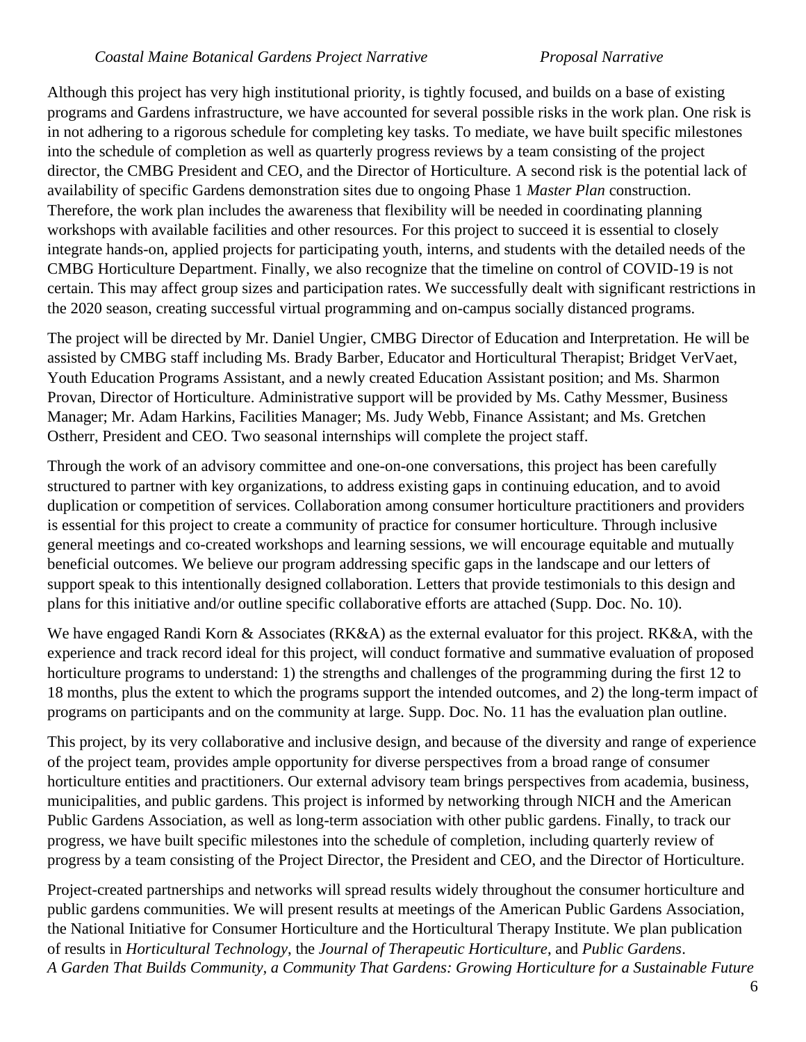Although this project has very high institutional priority, is tightly focused, and builds on a base of existing programs and Gardens infrastructure, we have accounted for several possible risks in the work plan. One risk is in not adhering to a rigorous schedule for completing key tasks. To mediate, we have built specific milestones into the schedule of completion as well as quarterly progress reviews by a team consisting of the project director, the CMBG President and CEO, and the Director of Horticulture. A second risk is the potential lack of availability of specific Gardens demonstration sites due to ongoing Phase 1 *Master Plan* construction. Therefore, the work plan includes the awareness that flexibility will be needed in coordinating planning workshops with available facilities and other resources. For this project to succeed it is essential to closely integrate hands-on, applied projects for participating youth, interns, and students with the detailed needs of the CMBG Horticulture Department. Finally, we also recognize that the timeline on control of COVID-19 is not certain. This may affect group sizes and participation rates. We successfully dealt with significant restrictions in the 2020 season, creating successful virtual programming and on-campus socially distanced programs.

The project will be directed by Mr. Daniel Ungier, CMBG Director of Education and Interpretation. He will be assisted by CMBG staff including Ms. Brady Barber, Educator and Horticultural Therapist; Bridget VerVaet, Youth Education Programs Assistant, and a newly created Education Assistant position; and Ms. Sharmon Provan, Director of Horticulture. Administrative support will be provided by Ms. Cathy Messmer, Business Manager; Mr. Adam Harkins, Facilities Manager; Ms. Judy Webb, Finance Assistant; and Ms. Gretchen Ostherr, President and CEO. Two seasonal internships will complete the project staff.

Through the work of an advisory committee and one-on-one conversations, this project has been carefully structured to partner with key organizations, to address existing gaps in continuing education, and to avoid duplication or competition of services. Collaboration among consumer horticulture practitioners and providers is essential for this project to create a community of practice for consumer horticulture. Through inclusive general meetings and co-created workshops and learning sessions, we will encourage equitable and mutually beneficial outcomes. We believe our program addressing specific gaps in the landscape and our letters of support speak to this intentionally designed collaboration. Letters that provide testimonials to this design and plans for this initiative and/or outline specific collaborative efforts are attached (Supp. Doc. No. 10).

We have engaged Randi Korn & Associates (RK&A) as the external evaluator for this project. RK&A, with the experience and track record ideal for this project, will conduct formative and summative evaluation of proposed horticulture programs to understand: 1) the strengths and challenges of the programming during the first 12 to 18 months, plus the extent to which the programs support the intended outcomes, and 2) the long-term impact of programs on participants and on the community at large. Supp. Doc. No. 11 has the evaluation plan outline.

This project, by its very collaborative and inclusive design, and because of the diversity and range of experience of the project team, provides ample opportunity for diverse perspectives from a broad range of consumer horticulture entities and practitioners. Our external advisory team brings perspectives from academia, business, municipalities, and public gardens. This project is informed by networking through NICH and the American Public Gardens Association, as well as long-term association with other public gardens. Finally, to track our progress, we have built specific milestones into the schedule of completion, including quarterly review of progress by a team consisting of the Project Director, the President and CEO, and the Director of Horticulture.

Project-created partnerships and networks will spread results widely throughout the consumer horticulture and public gardens communities. We will present results at meetings of the American Public Gardens Association, the National Initiative for Consumer Horticulture and the Horticultural Therapy Institute. We plan publication of results in *Horticultural Technology*, the *Journal of Therapeutic Horticulture*, and *Public Gardens*.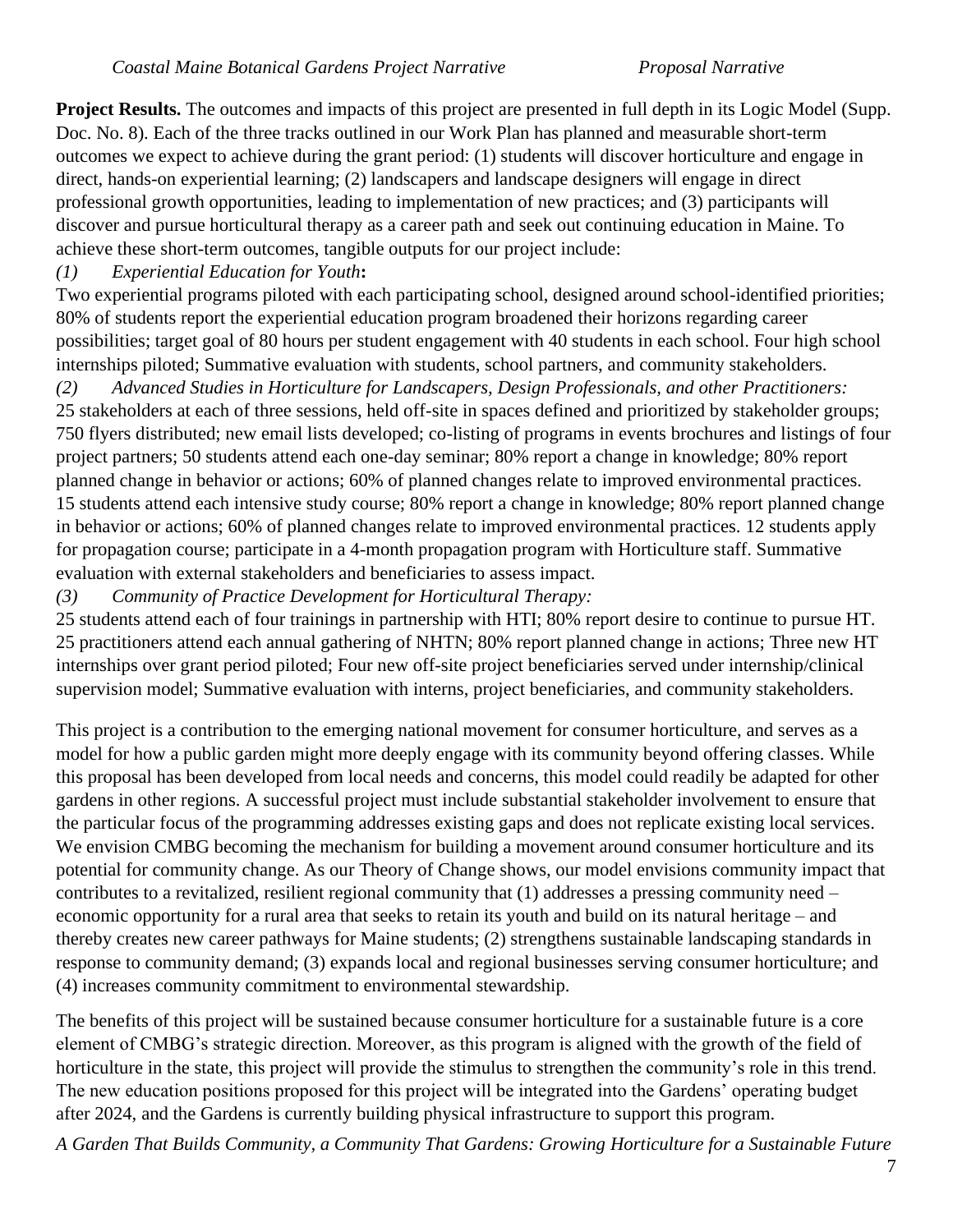**Project Results.** The outcomes and impacts of this project are presented in full depth in its Logic Model (Supp. Doc. No. 8). Each of the three tracks outlined in our Work Plan has planned and measurable short-term outcomes we expect to achieve during the grant period: (1) students will discover horticulture and engage in direct, hands-on experiential learning; (2) landscapers and landscape designers will engage in direct professional growth opportunities, leading to implementation of new practices; and (3) participants will discover and pursue horticultural therapy as a career path and seek out continuing education in Maine. To achieve these short-term outcomes, tangible outputs for our project include:

*(1) Experiential Education for Youth***:**

Two experiential programs piloted with each participating school, designed around school-identified priorities; 80% of students report the experiential education program broadened their horizons regarding career possibilities; target goal of 80 hours per student engagement with 40 students in each school. Four high school internships piloted; Summative evaluation with students, school partners, and community stakeholders.

*(2) Advanced Studies in Horticulture for Landscapers, Design Professionals, and other Practitioners:*

25 stakeholders at each of three sessions, held off-site in spaces defined and prioritized by stakeholder groups; 750 flyers distributed; new email lists developed; co-listing of programs in events brochures and listings of four project partners; 50 students attend each one-day seminar; 80% report a change in knowledge; 80% report planned change in behavior or actions; 60% of planned changes relate to improved environmental practices. 15 students attend each intensive study course; 80% report a change in knowledge; 80% report planned change in behavior or actions; 60% of planned changes relate to improved environmental practices. 12 students apply for propagation course; participate in a 4-month propagation program with Horticulture staff. Summative evaluation with external stakeholders and beneficiaries to assess impact.

*(3) Community of Practice Development for Horticultural Therapy:*

25 students attend each of four trainings in partnership with HTI; 80% report desire to continue to pursue HT. 25 practitioners attend each annual gathering of NHTN; 80% report planned change in actions; Three new HT internships over grant period piloted; Four new off-site project beneficiaries served under internship/clinical supervision model; Summative evaluation with interns, project beneficiaries, and community stakeholders.

This project is a contribution to the emerging national movement for consumer horticulture, and serves as a model for how a public garden might more deeply engage with its community beyond offering classes. While this proposal has been developed from local needs and concerns, this model could readily be adapted for other gardens in other regions. A successful project must include substantial stakeholder involvement to ensure that the particular focus of the programming addresses existing gaps and does not replicate existing local services. We envision CMBG becoming the mechanism for building a movement around consumer horticulture and its potential for community change. As our Theory of Change shows, our model envisions community impact that contributes to a revitalized, resilient regional community that (1) addresses a pressing community need – economic opportunity for a rural area that seeks to retain its youth and build on its natural heritage – and thereby creates new career pathways for Maine students; (2) strengthens sustainable landscaping standards in response to community demand; (3) expands local and regional businesses serving consumer horticulture; and (4) increases community commitment to environmental stewardship.

The benefits of this project will be sustained because consumer horticulture for a sustainable future is a core element of CMBG's strategic direction. Moreover, as this program is aligned with the growth of the field of horticulture in the state, this project will provide the stimulus to strengthen the community's role in this trend. The new education positions proposed for this project will be integrated into the Gardens' operating budget after 2024, and the Gardens is currently building physical infrastructure to support this program.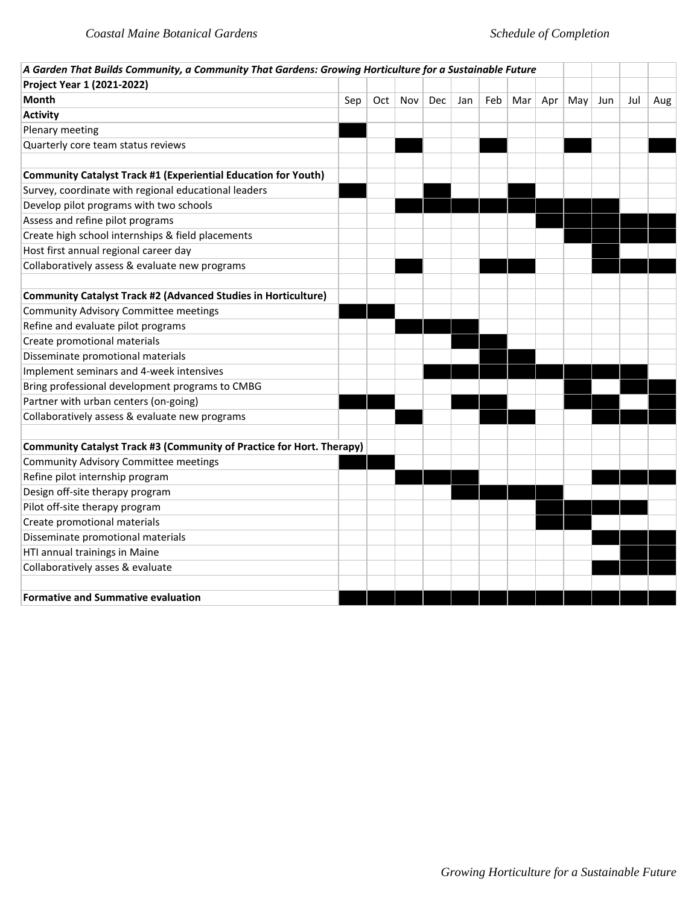| *A Garden That Builds Community, a Community That Gardens: Growing Horticulture for a Sustainable Future* | | | | | | | | | | | | |
|---|---|---|---|---|---|---|---|---|---|---|---|---|
| **Project Year 1 (2021-2022)** | | | | | | | | | | | | |
| **Month** | Sep | Oct | Nov | Dec | Jan | Feb | Mar | Apr | May | Jun | Jul | Aug |
| **Activity** | | | | | | | | | | | | |
| Plenary meeting | ■ | | | | | | | | | | | |
| Quarterly core team status reviews | | | ■ | | | ■ | | | ■ | | | ■ |
| | | | | | | | | | | | | |
| **Community Catalyst Track #1 (Experiential Education for Youth)** | | | | | | | | | | | | |
| Survey, coordinate with regional educational leaders | ■ | | | ■ | | | ■ | | | | | |
| Develop pilot programs with two schools | | | ■ | ■ | ■ | ■ | ■ | ■ | ■ | ■ | | |
| Assess and refine pilot programs | | | | | | | | ■ | ■ | ■ | ■ | ■ |
| Create high school internships & field placements | | | | | | | | | ■ | ■ | ■ | ■ |
| Host first annual regional career day | | | | | | | | | | ■ | | |
| Collaboratively assess & evaluate new programs | | | ■ | | | ■ | ■ | | | ■ | ■ | ■ |
| | | | | | | | | | | | | |
| **Community Catalyst Track #2 (Advanced Studies in Horticulture)** | | | | | | | | | | | | |
| Community Advisory Committee meetings | ■ | ■ | | | | | | | | | | |
| Refine and evaluate pilot programs | | | ■ | ■ | ■ | | | | | | | |
| Create promotional materials | | | | | ■ | ■ | | | | | | |
| Disseminate promotional materials | | | | | | ■ | ■ | | | | | |
| Implement seminars and 4-week intensives | | | | ■ | ■ | ■ | ■ | ■ | ■ | ■ | ■ | |
| Bring professional development programs to CMBG | | | | | | | | | ■ | | ■ | ■ |
| Partner with urban centers (on-going) | ■ | ■ | | | ■ | ■ | | | ■ | ■ | | ■ |
| Collaboratively assess & evaluate new programs | | | ■ | | | ■ | ■ | | | ■ | ■ | ■ |
| | | | | | | | | | | | | |
| **Community Catalyst Track #3 (Community of Practice for Hort. Therapy)** | | | | | | | | | | | | |
| Community Advisory Committee meetings | ■ | ■ | | | | | | | | | | |
| Refine pilot internship program | | | ■ | ■ | ■ | | | | | ■ | ■ | ■ |
| Design off-site therapy program | | | | | ■ | ■ | ■ | ■ | | | | |
| Pilot off-site therapy program | | | | | | | | ■ | ■ | ■ | ■ | |
| Create promotional materials | | | | | | | | ■ | ■ | | | |
| Disseminate promotional materials | | | | | | | | | | ■ | ■ | ■ |
| HTI annual trainings in Maine | | | | | | | | | | | ■ | ■ |
| Collaboratively asses & evaluate | | | | | | | | | | ■ | ■ | ■ |
| | | | | | | | | | | | | |
| **Formative and Summative evaluation** | ■ | ■ | ■ | ■ | ■ | ■ | ■ | ■ | ■ | ■ | ■ | ■ |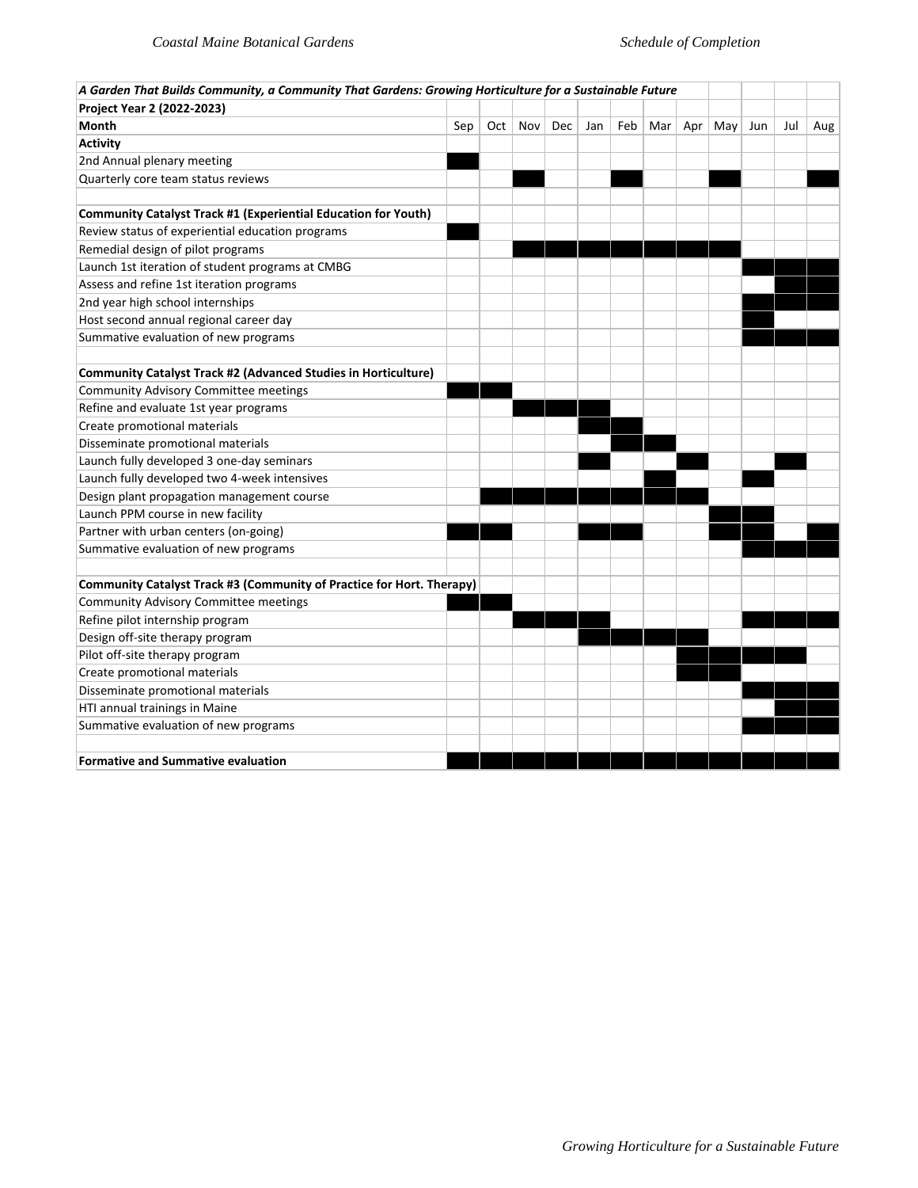| *A Garden That Builds Community, a Community That Gardens: Growing Horticulture for a Sustainable Future* | | | | | | | | | | | | |
|---|---|---|---|---|---|---|---|---|---|---|---|---|
| **Project Year 2 (2022-2023)** | | | | | | | | | | | | |
| **Month** | Sep | Oct | Nov | Dec | Jan | Feb | Mar | Apr | May | Jun | Jul | Aug |
| **Activity** | | | | | | | | | | | | |
| 2nd Annual plenary meeting | ■ | | | | | | | | | | | |
| Quarterly core team status reviews | | | ■ | | | ■ | | | ■ | | | ■ |
| | | | | | | | | | | | | |
| **Community Catalyst Track #1 (Experiential Education for Youth)** | | | | | | | | | | | | |
| Review status of experiential education programs | ■ | | | | | | | | | | | |
| Remedial design of pilot programs | | | ■ | ■ | ■ | ■ | ■ | ■ | ■ | | | |
| Launch 1st iteration of student programs at CMBG | | | | | | | | | | ■ | ■ | ■ |
| Assess and refine 1st iteration programs | | | | | | | | | | | ■ | ■ |
| 2nd year high school internships | | | | | | | | | | ■ | ■ | ■ |
| Host second annual regional career day | | | | | | | | | | ■ | | |
| Summative evaluation of new programs | | | | | | | | | | ■ | ■ | ■ |
| | | | | | | | | | | | | |
| **Community Catalyst Track #2 (Advanced Studies in Horticulture)** | | | | | | | | | | | | |
| Community Advisory Committee meetings | ■ | ■ | | | | | | | | | | |
| Refine and evaluate 1st year programs | | | ■ | ■ | ■ | | | | | | | |
| Create promotional materials | | | | | ■ | ■ | | | | | | |
| Disseminate promotional materials | | | | | | ■ | ■ | | | | | |
| Launch fully developed 3 one-day seminars | | | | | ■ | | | ■ | | | ■ | |
| Launch fully developed two 4-week intensives | | | | | | | ■ | | | ■ | | |
| Design plant propagation management course | | ■ | ■ | ■ | ■ | ■ | ■ | ■ | | | | |
| Launch PPM course in new facility | | | | | | | | | ■ | ■ | | |
| Partner with urban centers (on-going) | ■ | ■ | | | ■ | ■ | | | ■ | ■ | | ■ |
| Summative evaluation of new programs | | | | | | | | | | ■ | ■ | ■ |
| | | | | | | | | | | | | |
| **Community Catalyst Track #3 (Community of Practice for Hort. Therapy)** | | | | | | | | | | | | |
| Community Advisory Committee meetings | ■ | ■ | | | | | | | | | | |
| Refine pilot internship program | | | ■ | ■ | ■ | | | | | ■ | ■ | ■ |
| Design off-site therapy program | | | | | ■ | ■ | ■ | ■ | | | | |
| Pilot off-site therapy program | | | | | | | | ■ | ■ | ■ | ■ | |
| Create promotional materials | | | | | | | | ■ | ■ | | | |
| Disseminate promotional materials | | | | | | | | | | ■ | ■ | ■ |
| HTI annual trainings in Maine | | | | | | | | | | | ■ | ■ |
| Summative evaluation of new programs | | | | | | | | | | ■ | ■ | ■ |
| | | | | | | | | | | | | |
| **Formative and Summative evaluation** | ■ | ■ | ■ | ■ | ■ | ■ | ■ | ■ | ■ | ■ | ■ | ■ |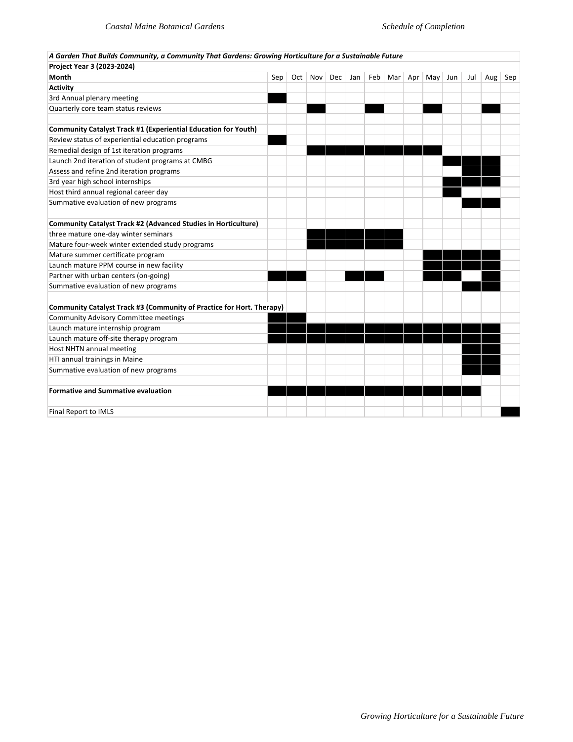| ***A Garden That Builds Community, a Community That Gardens: Growing Horticulture for a Sustainable Future*** | | | | | | | | | | | | | |
|---|---|---|---|---|---|---|---|---|---|---|---|---|---|
| **Project Year 3 (2023-2024)** | | | | | | | | | | | | | |
| **Month** | Sep | Oct | Nov | Dec | Jan | Feb | Mar | Apr | May | Jun | Jul | Aug | Sep |
| **Activity** | | | | | | | | | | | | | |
| 3rd Annual plenary meeting | ■ | | | | | | | | | | | | |
| Quarterly core team status reviews | | | ■ | | | ■ | | | ■ | | | ■ | |
| | | | | | | | | | | | | | |
| **Community Catalyst Track #1 (Experiential Education for Youth)** | | | | | | | | | | | | | |
| Review status of experiential education programs | ■ | | | | | | | | | | | | |
| Remedial design of 1st iteration programs | | | ■ | ■ | ■ | ■ | ■ | ■ | ■ | | | | |
| Launch 2nd iteration of student programs at CMBG | | | | | | | | | | ■ | ■ | ■ | |
| Assess and refine 2nd iteration programs | | | | | | | | | | | ■ | ■ | |
| 3rd year high school internships | | | | | | | | | | ■ | ■ | ■ | |
| Host third annual regional career day | | | | | | | | | | ■ | | | |
| Summative evaluation of new programs | | | | | | | | | | | ■ | ■ | |
| | | | | | | | | | | | | | |
| **Community Catalyst Track #2 (Advanced Studies in Horticulture)** | | | | | | | | | | | | | |
| three mature one-day winter seminars | | | ■ | ■ | ■ | ■ | ■ | | | | | | |
| Mature four-week winter extended study programs | | | ■ | ■ | ■ | ■ | ■ | | | | | | |
| Mature summer certificate program | | | | | | | | | ■ | ■ | ■ | ■ | |
| Launch mature PPM course in new facility | | | | | | | | | ■ | ■ | ■ | ■ | |
| Partner with urban centers (on-going) | ■ | ■ | | | ■ | ■ | | | ■ | ■ | | ■ | |
| Summative evaluation of new programs | | | | | | | | | | | ■ | ■ | |
| | | | | | | | | | | | | | |
| **Community Catalyst Track #3 (Community of Practice for Hort. Therapy)** | | | | | | | | | | | | | |
| Community Advisory Committee meetings | ■ | ■ | | | | | | | | | | | |
| Launch mature internship program | ■ | ■ | ■ | ■ | ■ | ■ | ■ | ■ | ■ | ■ | ■ | ■ | |
| Launch mature off-site therapy program | ■ | ■ | ■ | ■ | ■ | ■ | ■ | ■ | ■ | ■ | ■ | ■ | |
| Host NHTN annual meeting | | | | | | | | | | | ■ | ■ | |
| HTI annual trainings in Maine | | | | | | | | | | | ■ | ■ | |
| Summative evaluation of new programs | | | | | | | | | | | ■ | ■ | |
| | | | | | | | | | | | | | |
| **Formative and Summative evaluation** | ■ | ■ | ■ | ■ | ■ | ■ | ■ | ■ | ■ | ■ | ■ | | |
| | | | | | | | | | | | | | |
| Final Report to IMLS | | | | | | | | | | | | | ■ |